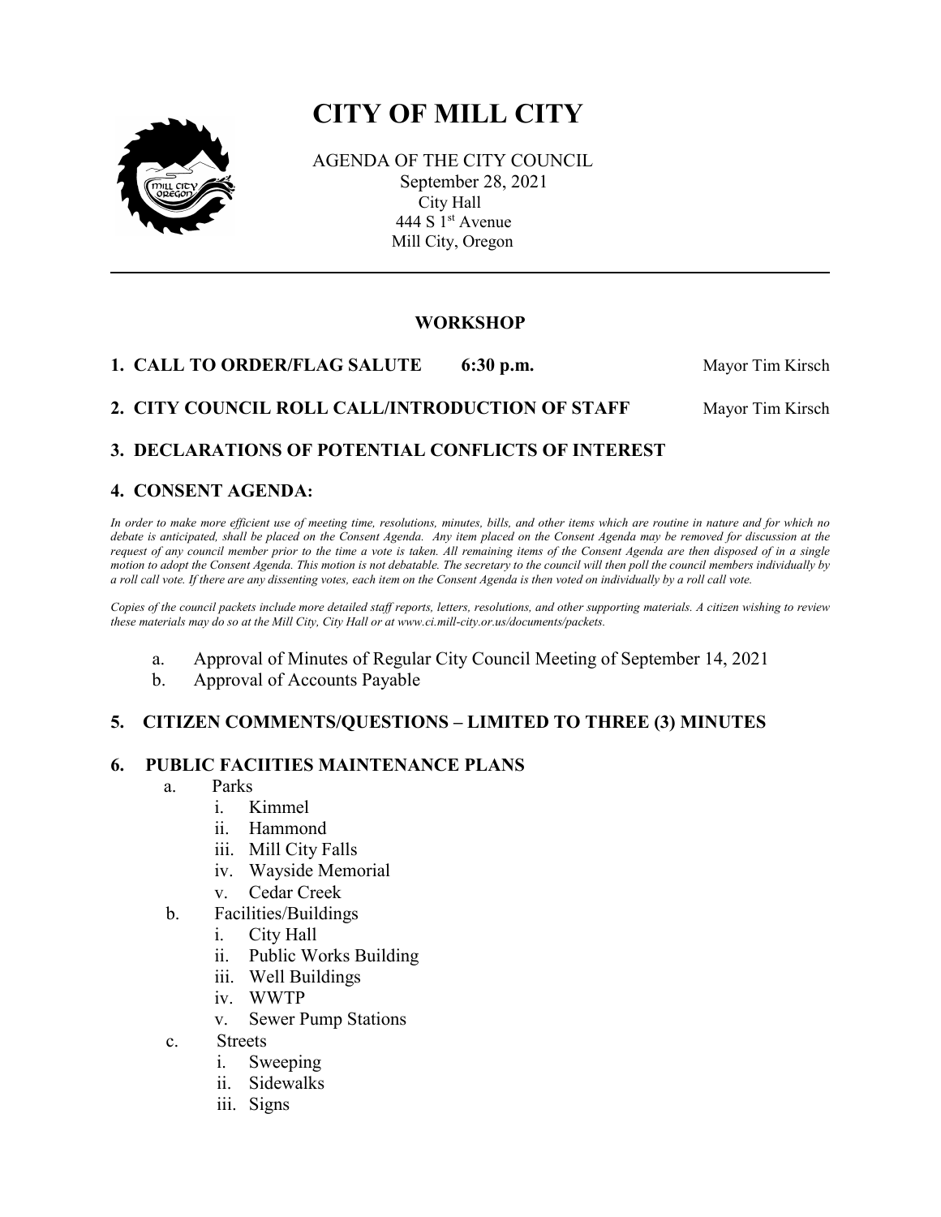# CITY OF MILL CITY

AGENDA OF THE CITY COUNCIL
September 28, 2021
City Hall
444 S 1st Avenue
Mill City, Oregon

---

## WORKSHOP

**1. CALL TO ORDER/FLAG SALUTE 6:30 p.m.** Mayor Tim Kirsch

**2. CITY COUNCIL ROLL CALL/INTRODUCTION OF STAFF** Mayor Tim Kirsch

**3. DECLARATIONS OF POTENTIAL CONFLICTS OF INTEREST**

**4. CONSENT AGENDA:**

*In order to make more efficient use of meeting time, resolutions, minutes, bills, and other items which are routine in nature and for which no debate is anticipated, shall be placed on the Consent Agenda. Any item placed on the Consent Agenda may be removed for discussion at the request of any council member prior to the time a vote is taken. All remaining items of the Consent Agenda are then disposed of in a single motion to adopt the Consent Agenda. This motion is not debatable. The secretary to the council will then poll the council members individually by a roll call vote. If there are any dissenting votes, each item on the Consent Agenda is then voted on individually by a roll call vote.*

*Copies of the council packets include more detailed staff reports, letters, resolutions, and other supporting materials. A citizen wishing to review these materials may do so at the Mill City, City Hall or at www.ci.mill-city.or.us/documents/packets.*

a. Approval of Minutes of Regular City Council Meeting of September 14, 2021
b. Approval of Accounts Payable

**5. CITIZEN COMMENTS/QUESTIONS – LIMITED TO THREE (3) MINUTES**

**6. PUBLIC FACIITIES MAINTENANCE PLANS**

a. Parks
   i. Kimmel
   ii. Hammond
   iii. Mill City Falls
   iv. Wayside Memorial
   v. Cedar Creek
b. Facilities/Buildings
   i. City Hall
   ii. Public Works Building
   iii. Well Buildings
   iv. WWTP
   v. Sewer Pump Stations
c. Streets
   i. Sweeping
   ii. Sidewalks
   iii. Signs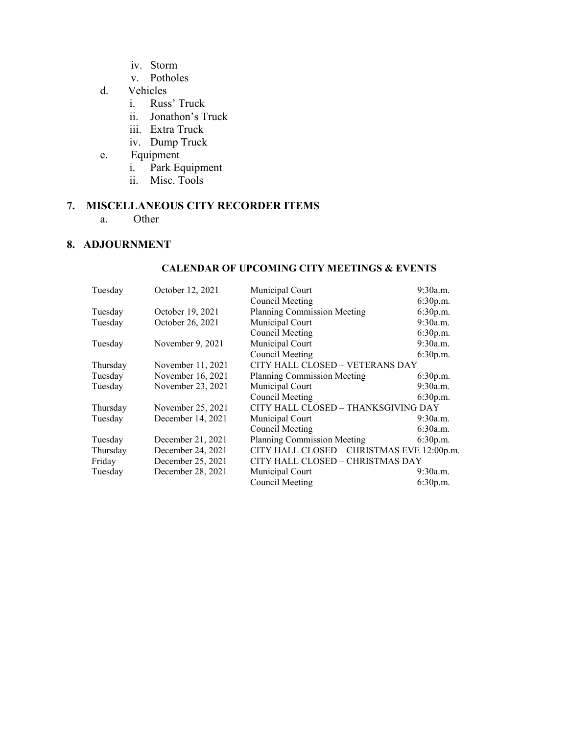iv. Storm
   v. Potholes

d. Vehicles
   i. Russ' Truck
   ii. Jonathon's Truck
   iii. Extra Truck
   iv. Dump Truck

e. Equipment
   i. Park Equipment
   ii. Misc. Tools

## 7. MISCELLANEOUS CITY RECORDER ITEMS

a. Other

## 8. ADJOURNMENT

### CALENDAR OF UPCOMING CITY MEETINGS & EVENTS

| | | | |
|---|---|---|---|
| Tuesday | October 12, 2021 | Municipal Court | 9:30a.m. |
| | | Council Meeting | 6:30p.m. |
| Tuesday | October 19, 2021 | Planning Commission Meeting | 6:30p.m. |
| Tuesday | October 26, 2021 | Municipal Court | 9:30a.m. |
| | | Council Meeting | 6:30p.m. |
| Tuesday | November 9, 2021 | Municipal Court | 9:30a.m. |
| | | Council Meeting | 6:30p.m. |
| Thursday | November 11, 2021 | CITY HALL CLOSED – VETERANS DAY | |
| Tuesday | November 16, 2021 | Planning Commission Meeting | 6:30p.m. |
| Tuesday | November 23, 2021 | Municipal Court | 9:30a.m. |
| | | Council Meeting | 6:30p.m. |
| Thursday | November 25, 2021 | CITY HALL CLOSED – THANKSGIVING DAY | |
| Tuesday | December 14, 2021 | Municipal Court | 9:30a.m. |
| | | Council Meeting | 6:30a.m. |
| Tuesday | December 21, 2021 | Planning Commission Meeting | 6:30p.m. |
| Thursday | December 24, 2021 | CITY HALL CLOSED – CHRISTMAS EVE 12:00p.m. | |
| Friday | December 25, 2021 | CITY HALL CLOSED – CHRISTMAS DAY | |
| Tuesday | December 28, 2021 | Municipal Court | 9:30a.m. |
| | | Council Meeting | 6:30p.m. |